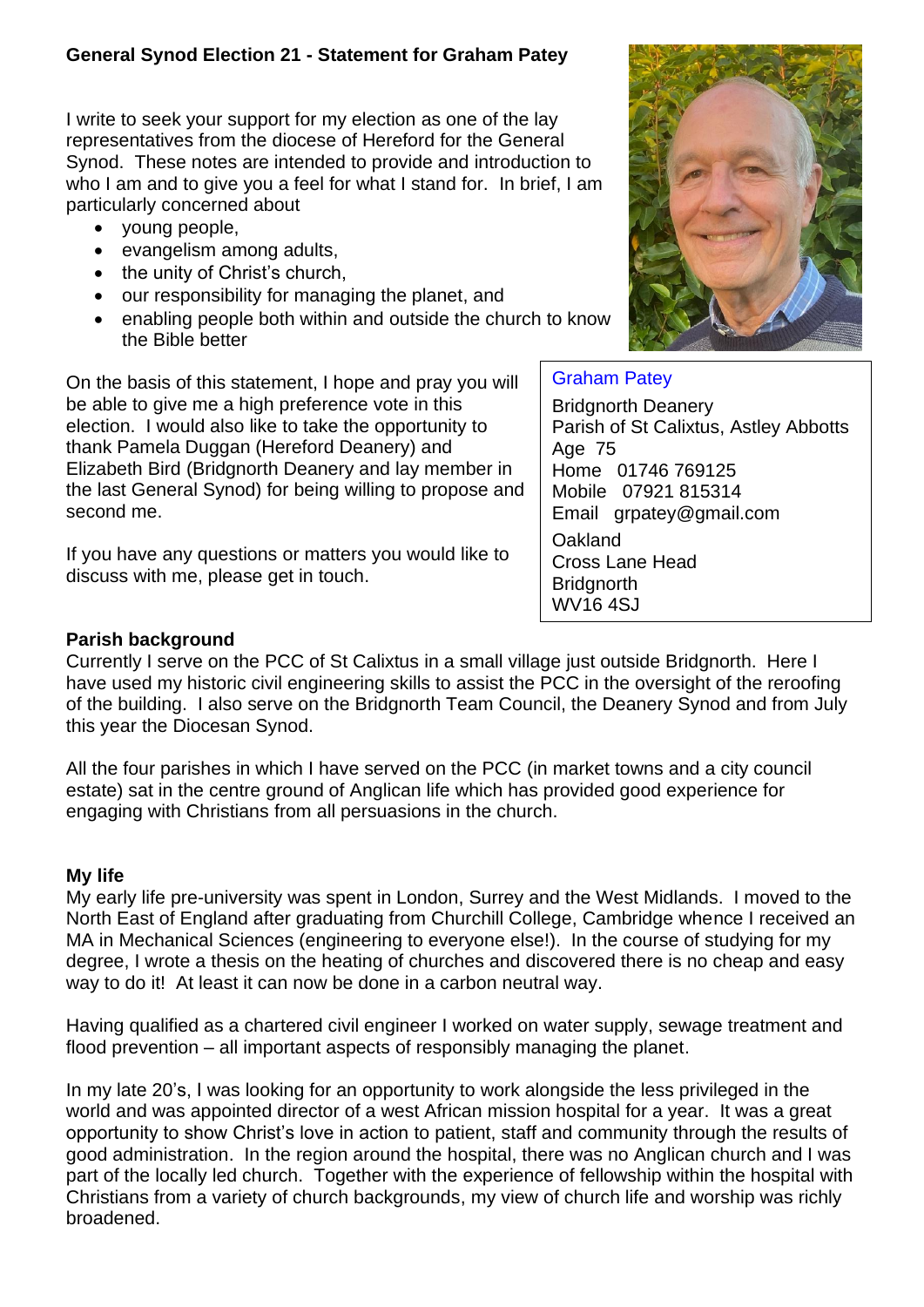**General Synod Election 21 - Statement for Graham Patey**

I write to seek your support for my election as one of the lay representatives from the diocese of Hereford for the General Synod. These notes are intended to provide and introduction to who I am and to give you a feel for what I stand for. In brief, I am particularly concerned about

- young people,
- evangelism among adults,
- the unity of Christ's church,
- our responsibility for managing the planet, and
- enabling people both within and outside the church to know the Bible better

On the basis of this statement, I hope and pray you will be able to give me a high preference vote in this election. I would also like to take the opportunity to thank Pamela Duggan (Hereford Deanery) and Elizabeth Bird (Bridgnorth Deanery and lay member in the last General Synod) for being willing to propose and second me.

If you have any questions or matters you would like to discuss with me, please get in touch.

Graham Patey
Bridgnorth Deanery
Parish of St Calixtus, Astley Abbotts
Age 75
Home 01746 769125
Mobile 07921 815314
Email grpatey@gmail.com
Oakland
Cross Lane Head
Bridgnorth
WV16 4SJ

**Parish background**

Currently I serve on the PCC of St Calixtus in a small village just outside Bridgnorth. Here I have used my historic civil engineering skills to assist the PCC in the oversight of the reroofing of the building. I also serve on the Bridgnorth Team Council, the Deanery Synod and from July this year the Diocesan Synod.

All the four parishes in which I have served on the PCC (in market towns and a city council estate) sat in the centre ground of Anglican life which has provided good experience for engaging with Christians from all persuasions in the church.

**My life**

My early life pre-university was spent in London, Surrey and the West Midlands. I moved to the North East of England after graduating from Churchill College, Cambridge whence I received an MA in Mechanical Sciences (engineering to everyone else!). In the course of studying for my degree, I wrote a thesis on the heating of churches and discovered there is no cheap and easy way to do it! At least it can now be done in a carbon neutral way.

Having qualified as a chartered civil engineer I worked on water supply, sewage treatment and flood prevention – all important aspects of responsibly managing the planet.

In my late 20's, I was looking for an opportunity to work alongside the less privileged in the world and was appointed director of a west African mission hospital for a year. It was a great opportunity to show Christ's love in action to patient, staff and community through the results of good administration. In the region around the hospital, there was no Anglican church and I was part of the locally led church. Together with the experience of fellowship within the hospital with Christians from a variety of church backgrounds, my view of church life and worship was richly broadened.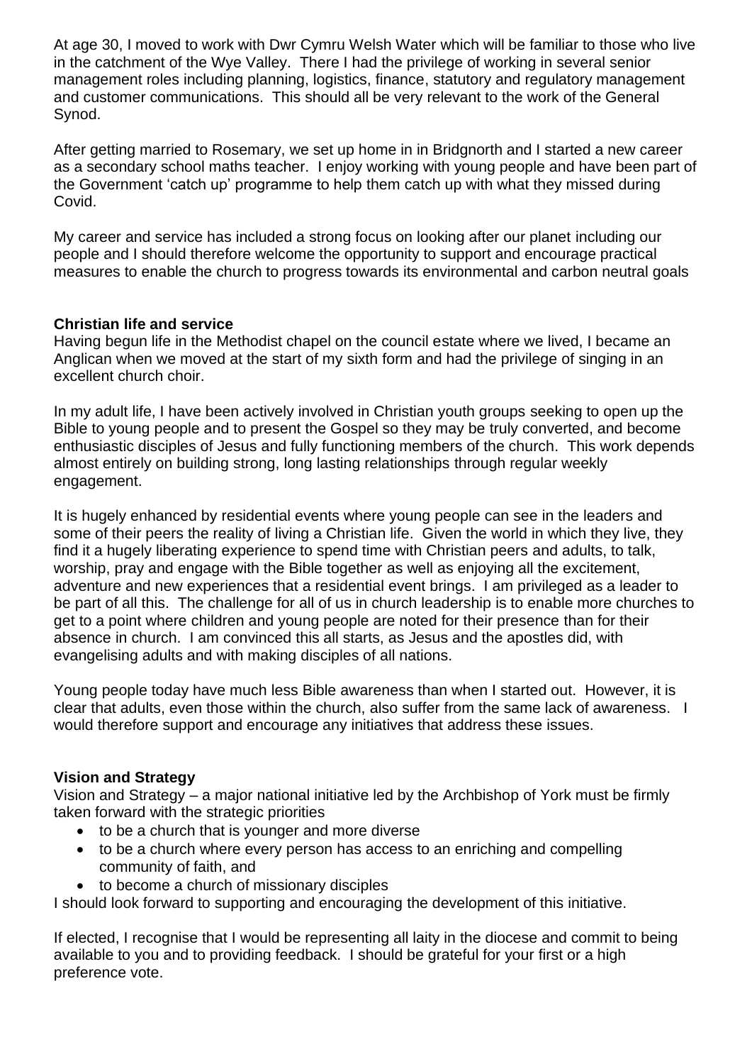At age 30, I moved to work with Dwr Cymru Welsh Water which will be familiar to those who live in the catchment of the Wye Valley. There I had the privilege of working in several senior management roles including planning, logistics, finance, statutory and regulatory management and customer communications. This should all be very relevant to the work of the General Synod.

After getting married to Rosemary, we set up home in in Bridgnorth and I started a new career as a secondary school maths teacher. I enjoy working with young people and have been part of the Government 'catch up' programme to help them catch up with what they missed during Covid.

My career and service has included a strong focus on looking after our planet including our people and I should therefore welcome the opportunity to support and encourage practical measures to enable the church to progress towards its environmental and carbon neutral goals

**Christian life and service**

Having begun life in the Methodist chapel on the council estate where we lived, I became an Anglican when we moved at the start of my sixth form and had the privilege of singing in an excellent church choir.

In my adult life, I have been actively involved in Christian youth groups seeking to open up the Bible to young people and to present the Gospel so they may be truly converted, and become enthusiastic disciples of Jesus and fully functioning members of the church. This work depends almost entirely on building strong, long lasting relationships through regular weekly engagement.

It is hugely enhanced by residential events where young people can see in the leaders and some of their peers the reality of living a Christian life. Given the world in which they live, they find it a hugely liberating experience to spend time with Christian peers and adults, to talk, worship, pray and engage with the Bible together as well as enjoying all the excitement, adventure and new experiences that a residential event brings. I am privileged as a leader to be part of all this. The challenge for all of us in church leadership is to enable more churches to get to a point where children and young people are noted for their presence than for their absence in church. I am convinced this all starts, as Jesus and the apostles did, with evangelising adults and with making disciples of all nations.

Young people today have much less Bible awareness than when I started out. However, it is clear that adults, even those within the church, also suffer from the same lack of awareness. I would therefore support and encourage any initiatives that address these issues.

**Vision and Strategy**

Vision and Strategy – a major national initiative led by the Archbishop of York must be firmly taken forward with the strategic priorities

- to be a church that is younger and more diverse
- to be a church where every person has access to an enriching and compelling community of faith, and
- to become a church of missionary disciples

I should look forward to supporting and encouraging the development of this initiative.

If elected, I recognise that I would be representing all laity in the diocese and commit to being available to you and to providing feedback. I should be grateful for your first or a high preference vote.